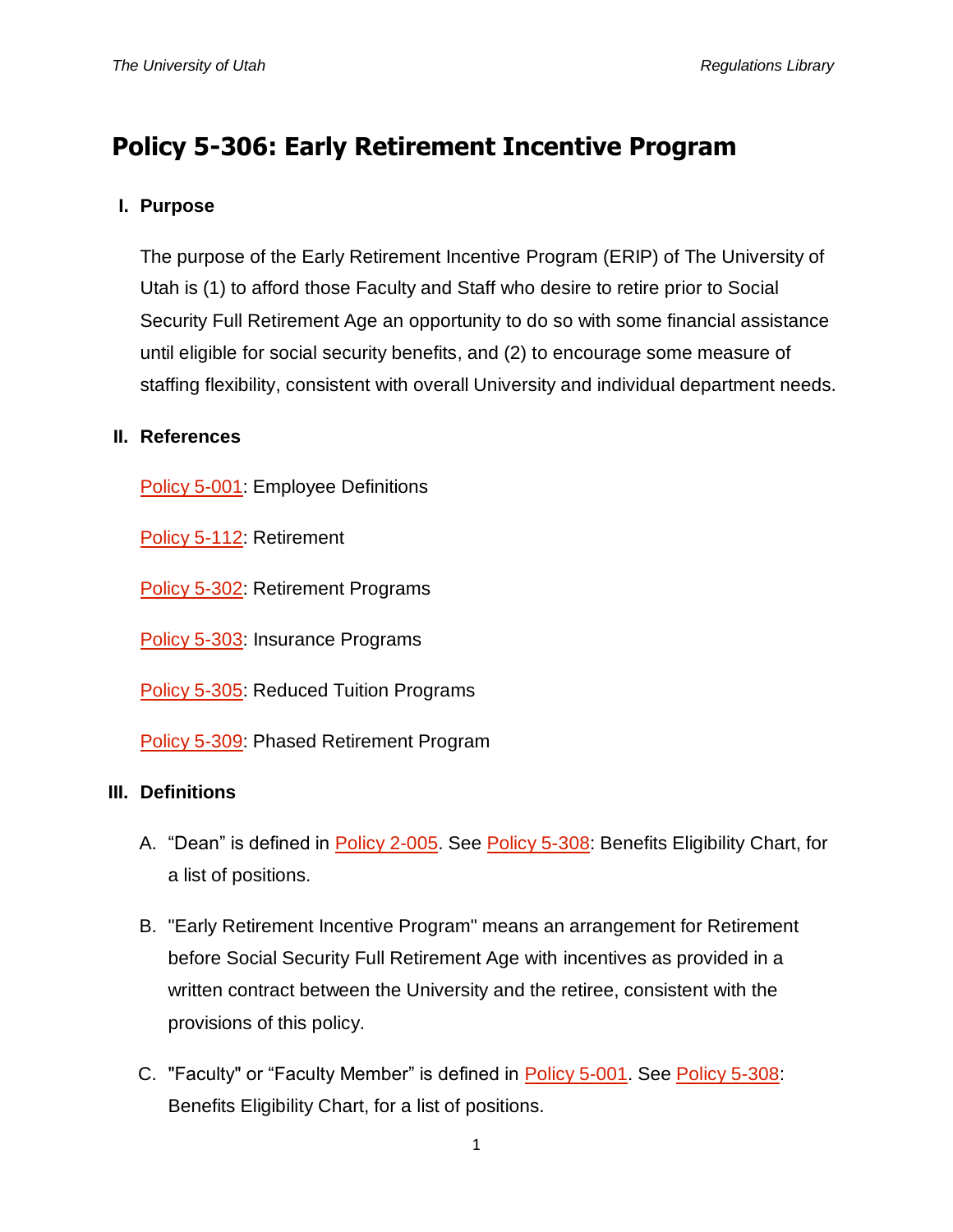# Policy 5-306: Early Retirement Incentive Program

## I. Purpose

The purpose of the Early Retirement Incentive Program (ERIP) of The University of Utah is (1) to afford those Faculty and Staff who desire to retire prior to Social Security Full Retirement Age an opportunity to do so with some financial assistance until eligible for social security benefits, and (2) to encourage some measure of staffing flexibility, consistent with overall University and individual department needs.

## II. References

Policy 5-001: Employee Definitions

Policy 5-112: Retirement

Policy 5-302: Retirement Programs

Policy 5-303: Insurance Programs

Policy 5-305: Reduced Tuition Programs

Policy 5-309: Phased Retirement Program

## III. Definitions

A. “Dean” is defined in Policy 2-005. See Policy 5-308: Benefits Eligibility Chart, for a list of positions.

B. "Early Retirement Incentive Program" means an arrangement for Retirement before Social Security Full Retirement Age with incentives as provided in a written contract between the University and the retiree, consistent with the provisions of this policy.

C. "Faculty" or “Faculty Member” is defined in Policy 5-001. See Policy 5-308: Benefits Eligibility Chart, for a list of positions.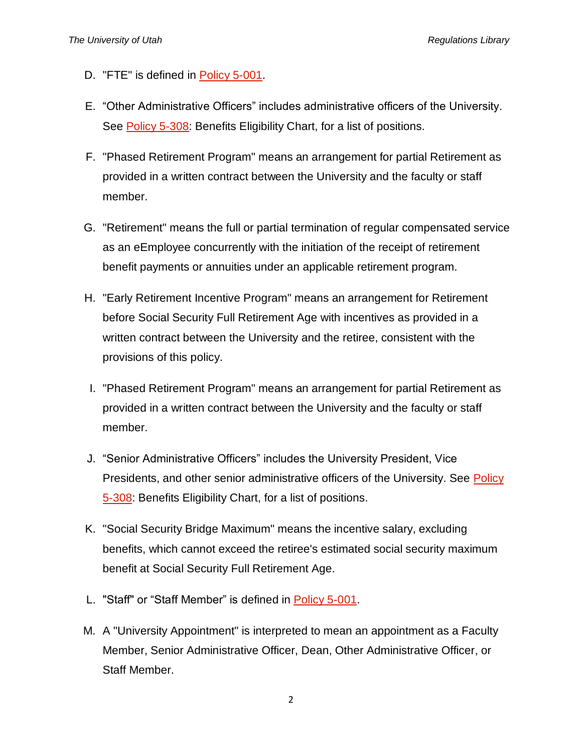D. "FTE" is defined in Policy 5-001.

E. “Other Administrative Officers” includes administrative officers of the University. See Policy 5-308: Benefits Eligibility Chart, for a list of positions.

F. "Phased Retirement Program" means an arrangement for partial Retirement as provided in a written contract between the University and the faculty or staff member.

G. "Retirement" means the full or partial termination of regular compensated service as an eEmployee concurrently with the initiation of the receipt of retirement benefit payments or annuities under an applicable retirement program.

H. "Early Retirement Incentive Program" means an arrangement for Retirement before Social Security Full Retirement Age with incentives as provided in a written contract between the University and the retiree, consistent with the provisions of this policy.

I. "Phased Retirement Program" means an arrangement for partial Retirement as provided in a written contract between the University and the faculty or staff member.

J. “Senior Administrative Officers” includes the University President, Vice Presidents, and other senior administrative officers of the University. See Policy 5-308: Benefits Eligibility Chart, for a list of positions.

K. "Social Security Bridge Maximum" means the incentive salary, excluding benefits, which cannot exceed the retiree's estimated social security maximum benefit at Social Security Full Retirement Age.

L. "Staff" or “Staff Member” is defined in Policy 5-001.

M. A "University Appointment" is interpreted to mean an appointment as a Faculty Member, Senior Administrative Officer, Dean, Other Administrative Officer, or Staff Member.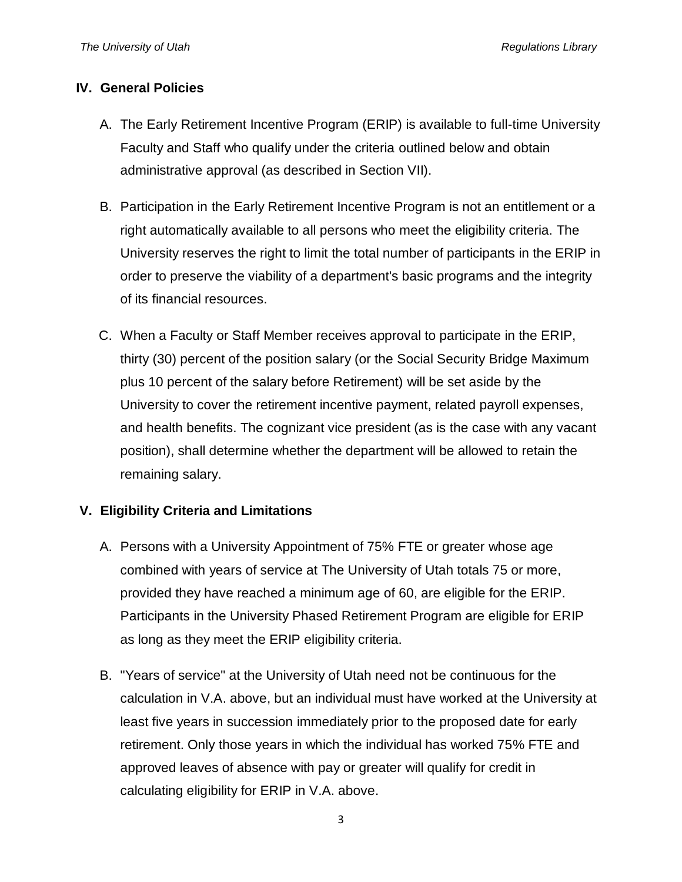## IV. General Policies

A. The Early Retirement Incentive Program (ERIP) is available to full-time University Faculty and Staff who qualify under the criteria outlined below and obtain administrative approval (as described in Section VII).

B. Participation in the Early Retirement Incentive Program is not an entitlement or a right automatically available to all persons who meet the eligibility criteria. The University reserves the right to limit the total number of participants in the ERIP in order to preserve the viability of a department's basic programs and the integrity of its financial resources.

C. When a Faculty or Staff Member receives approval to participate in the ERIP, thirty (30) percent of the position salary (or the Social Security Bridge Maximum plus 10 percent of the salary before Retirement) will be set aside by the University to cover the retirement incentive payment, related payroll expenses, and health benefits. The cognizant vice president (as is the case with any vacant position), shall determine whether the department will be allowed to retain the remaining salary.

## V. Eligibility Criteria and Limitations

A. Persons with a University Appointment of 75% FTE or greater whose age combined with years of service at The University of Utah totals 75 or more, provided they have reached a minimum age of 60, are eligible for the ERIP. Participants in the University Phased Retirement Program are eligible for ERIP as long as they meet the ERIP eligibility criteria.

B. "Years of service" at the University of Utah need not be continuous for the calculation in V.A. above, but an individual must have worked at the University at least five years in succession immediately prior to the proposed date for early retirement. Only those years in which the individual has worked 75% FTE and approved leaves of absence with pay or greater will qualify for credit in calculating eligibility for ERIP in V.A. above.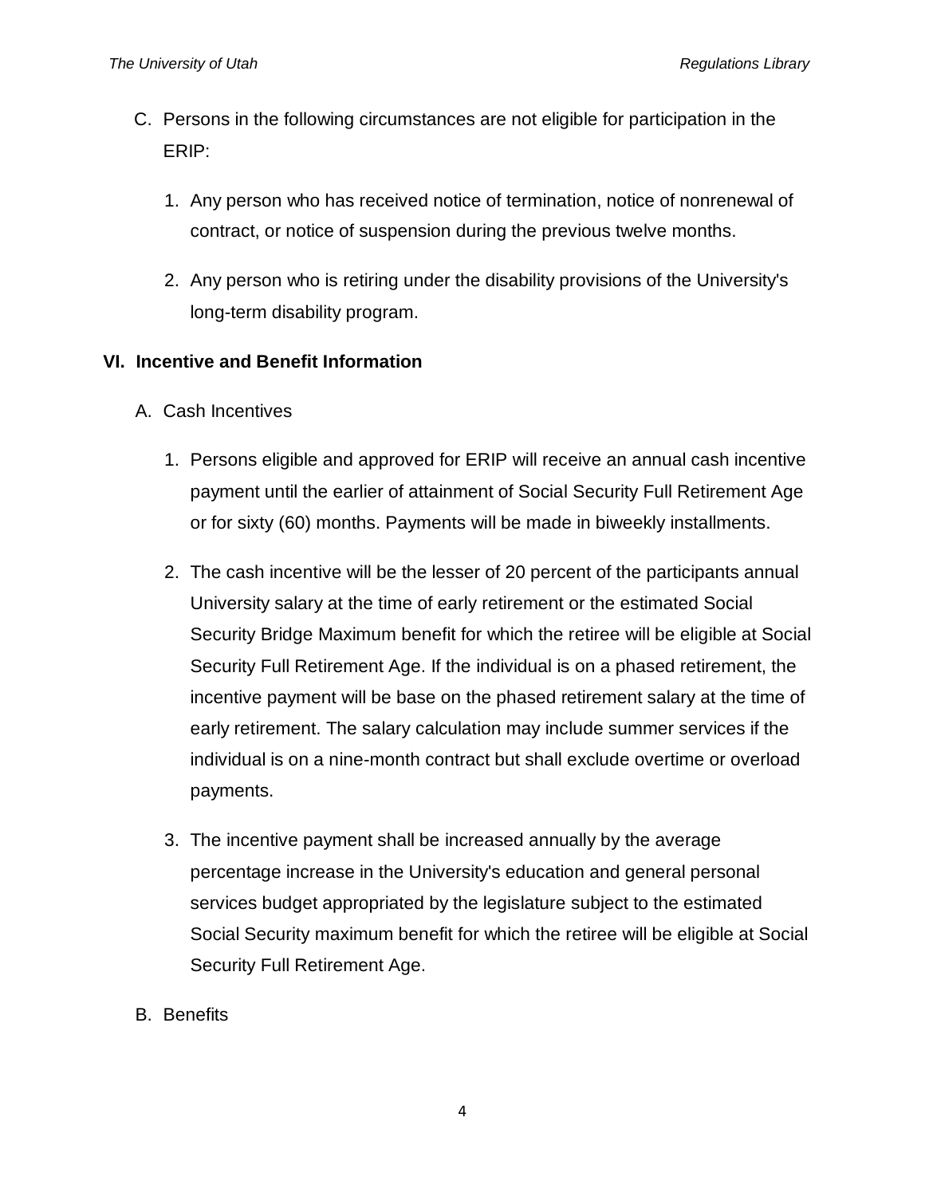C. Persons in the following circumstances are not eligible for participation in the ERIP:

   1. Any person who has received notice of termination, notice of nonrenewal of contract, or notice of suspension during the previous twelve months.

   2. Any person who is retiring under the disability provisions of the University's long-term disability program.

## VI. Incentive and Benefit Information

A. Cash Incentives

   1. Persons eligible and approved for ERIP will receive an annual cash incentive payment until the earlier of attainment of Social Security Full Retirement Age or for sixty (60) months. Payments will be made in biweekly installments.

   2. The cash incentive will be the lesser of 20 percent of the participants annual University salary at the time of early retirement or the estimated Social Security Bridge Maximum benefit for which the retiree will be eligible at Social Security Full Retirement Age. If the individual is on a phased retirement, the incentive payment will be base on the phased retirement salary at the time of early retirement. The salary calculation may include summer services if the individual is on a nine-month contract but shall exclude overtime or overload payments.

   3. The incentive payment shall be increased annually by the average percentage increase in the University's education and general personal services budget appropriated by the legislature subject to the estimated Social Security maximum benefit for which the retiree will be eligible at Social Security Full Retirement Age.

B. Benefits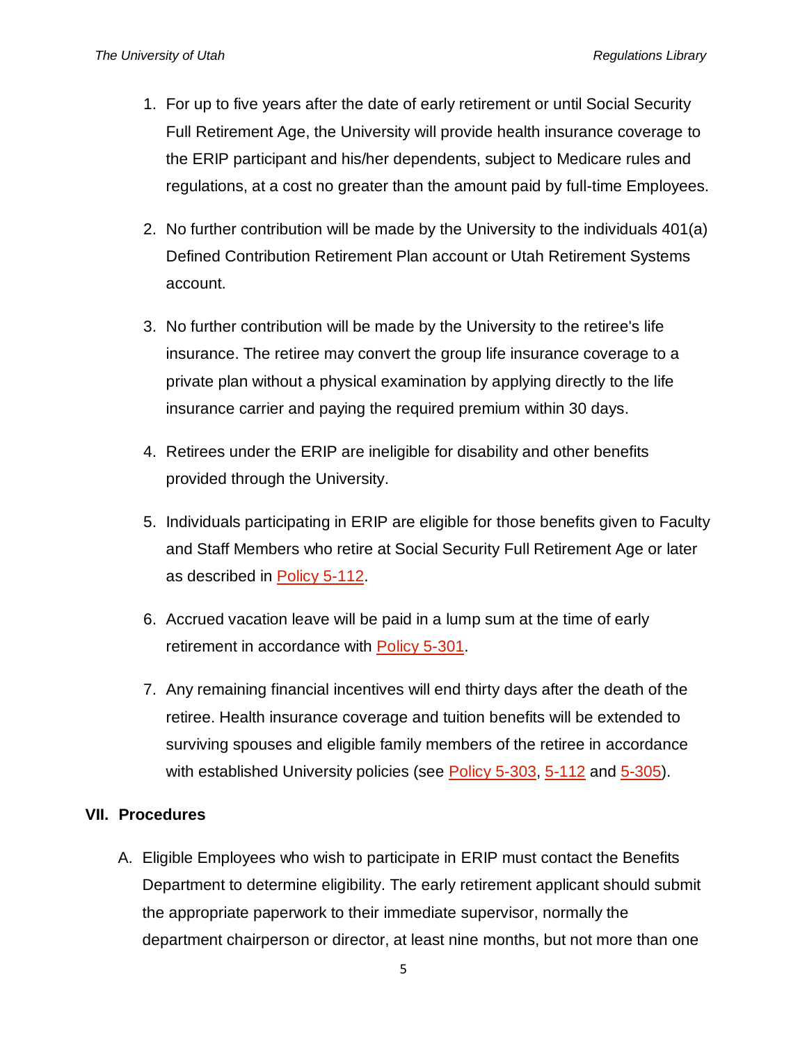1. For up to five years after the date of early retirement or until Social Security Full Retirement Age, the University will provide health insurance coverage to the ERIP participant and his/her dependents, subject to Medicare rules and regulations, at a cost no greater than the amount paid by full-time Employees.

2. No further contribution will be made by the University to the individuals 401(a) Defined Contribution Retirement Plan account or Utah Retirement Systems account.

3. No further contribution will be made by the University to the retiree's life insurance. The retiree may convert the group life insurance coverage to a private plan without a physical examination by applying directly to the life insurance carrier and paying the required premium within 30 days.

4. Retirees under the ERIP are ineligible for disability and other benefits provided through the University.

5. Individuals participating in ERIP are eligible for those benefits given to Faculty and Staff Members who retire at Social Security Full Retirement Age or later as described in Policy 5-112.

6. Accrued vacation leave will be paid in a lump sum at the time of early retirement in accordance with Policy 5-301.

7. Any remaining financial incentives will end thirty days after the death of the retiree. Health insurance coverage and tuition benefits will be extended to surviving spouses and eligible family members of the retiree in accordance with established University policies (see Policy 5-303, 5-112 and 5-305).

## VII. Procedures

A. Eligible Employees who wish to participate in ERIP must contact the Benefits Department to determine eligibility. The early retirement applicant should submit the appropriate paperwork to their immediate supervisor, normally the department chairperson or director, at least nine months, but not more than one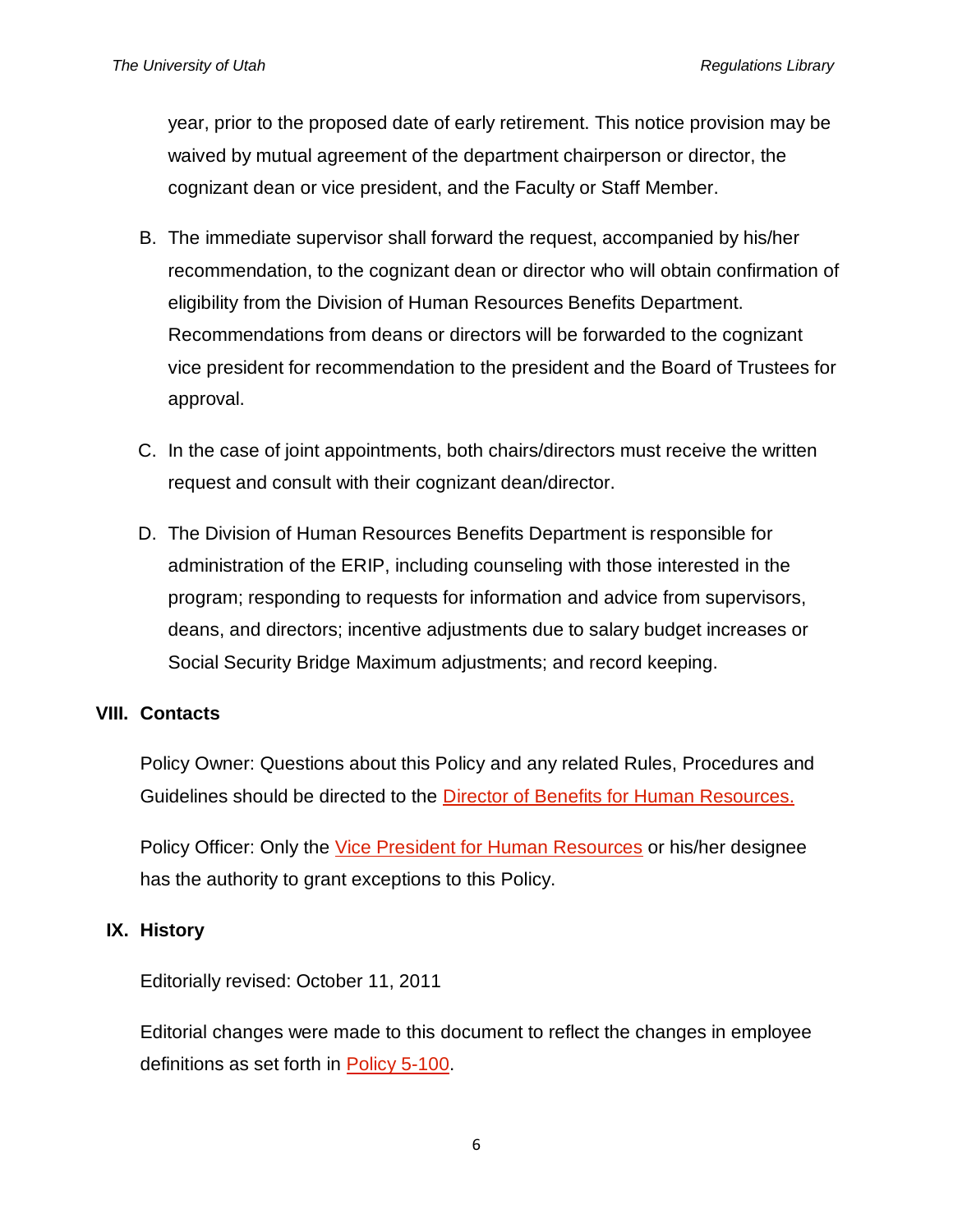year, prior to the proposed date of early retirement. This notice provision may be waived by mutual agreement of the department chairperson or director, the cognizant dean or vice president, and the Faculty or Staff Member.

B. The immediate supervisor shall forward the request, accompanied by his/her recommendation, to the cognizant dean or director who will obtain confirmation of eligibility from the Division of Human Resources Benefits Department. Recommendations from deans or directors will be forwarded to the cognizant vice president for recommendation to the president and the Board of Trustees for approval.

C. In the case of joint appointments, both chairs/directors must receive the written request and consult with their cognizant dean/director.

D. The Division of Human Resources Benefits Department is responsible for administration of the ERIP, including counseling with those interested in the program; responding to requests for information and advice from supervisors, deans, and directors; incentive adjustments due to salary budget increases or Social Security Bridge Maximum adjustments; and record keeping.

## VIII. Contacts

Policy Owner: Questions about this Policy and any related Rules, Procedures and Guidelines should be directed to the Director of Benefits for Human Resources.

Policy Officer: Only the Vice President for Human Resources or his/her designee has the authority to grant exceptions to this Policy.

## IX. History

Editorially revised: October 11, 2011

Editorial changes were made to this document to reflect the changes in employee definitions as set forth in Policy 5-100.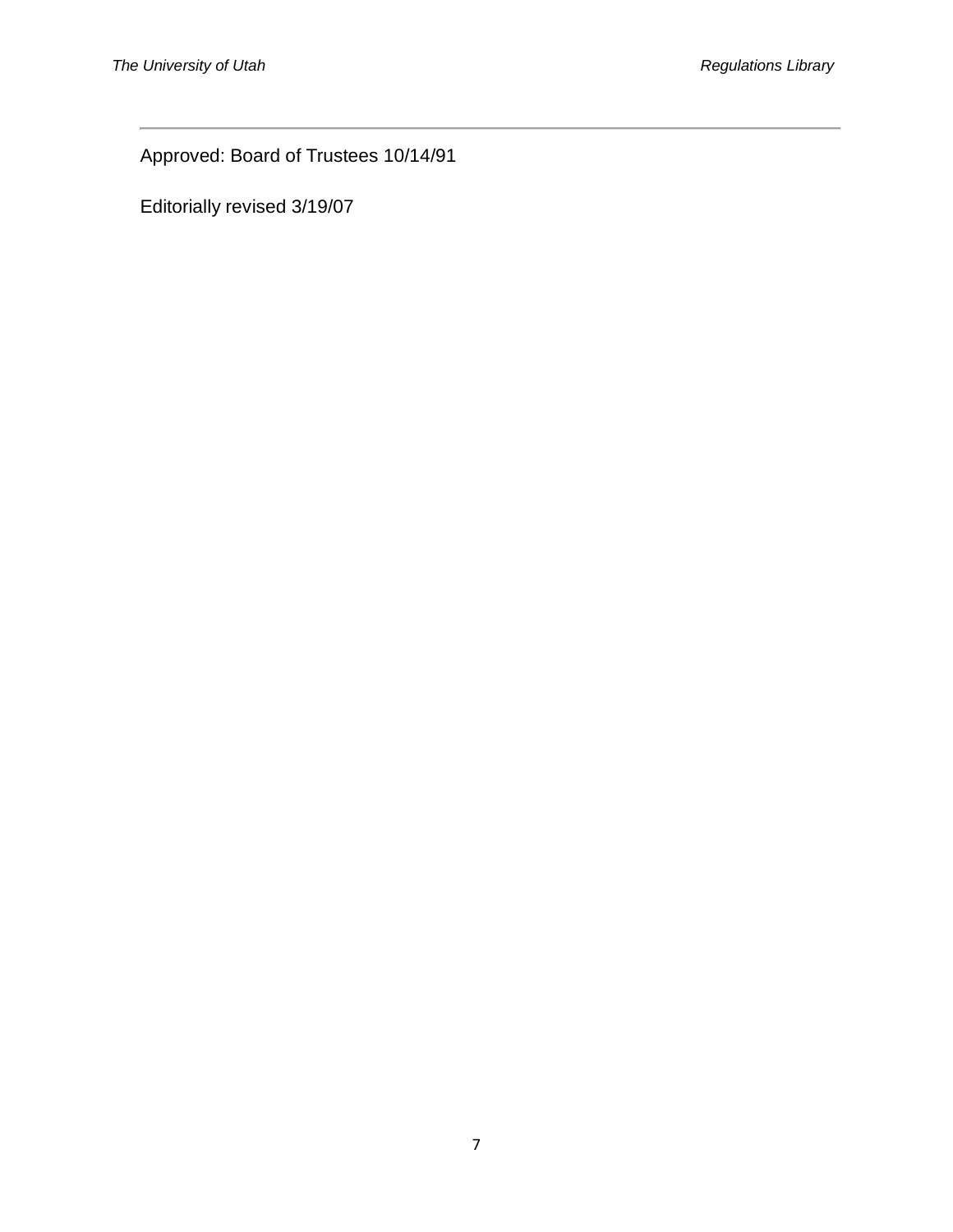---

Approved: Board of Trustees 10/14/91

Editorially revised 3/19/07